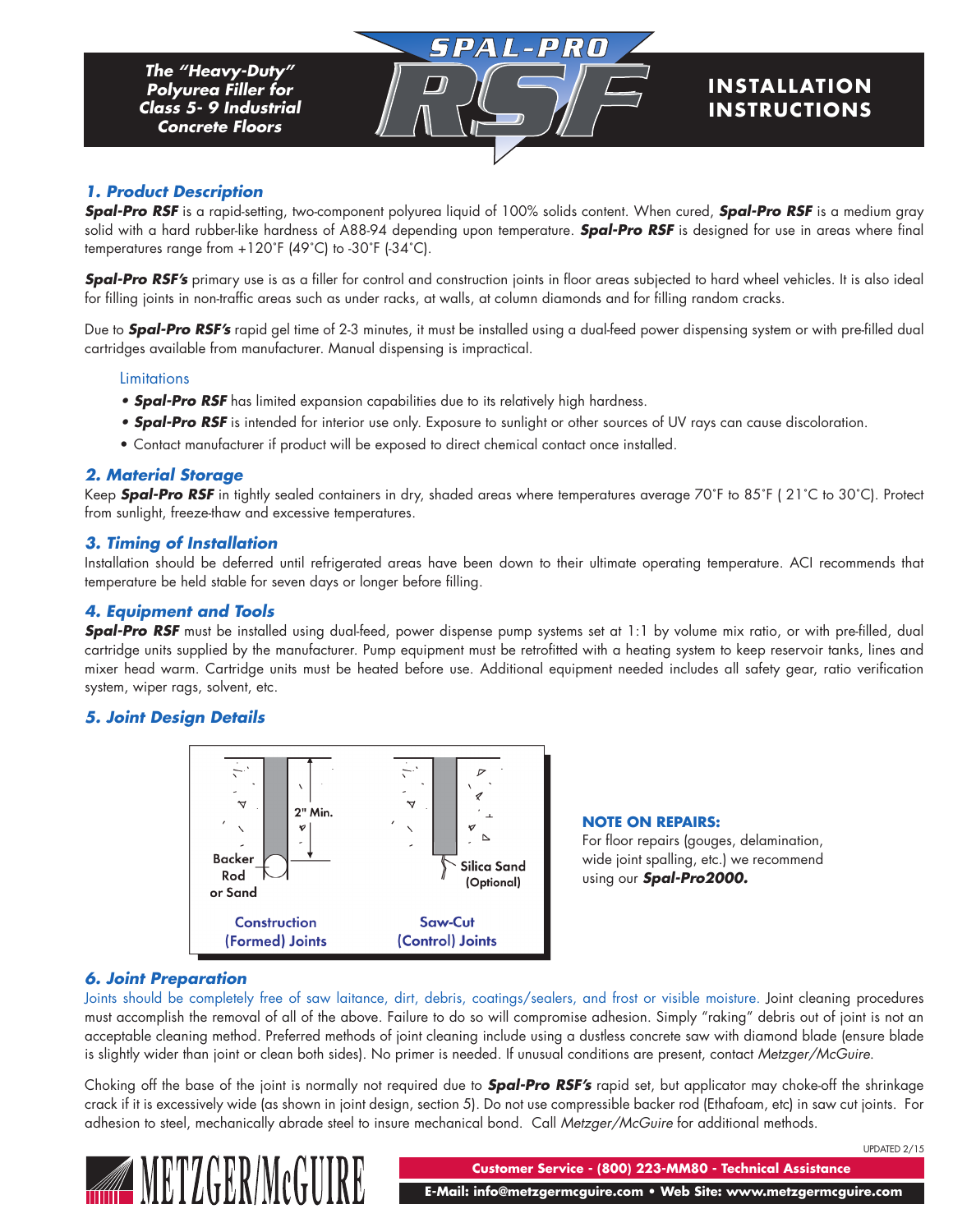**The "Heavy-Duty" Polyurea Filler for Class 5- 9 Industrial Concrete Floors**

# SPAL-PRO RSF

# INSTALLATION INSTRUCTIONS

## 1. Product Description

***Spal-Pro RSF*** is a rapid-setting, two-component polyurea liquid of 100% solids content. When cured, ***Spal-Pro RSF*** is a medium gray solid with a hard rubber-like hardness of A88-94 depending upon temperature. ***Spal-Pro RSF*** is designed for use in areas where final temperatures range from +120˚F (49˚C) to -30˚F (-34˚C).

***Spal-Pro RSF's*** primary use is as a filler for control and construction joints in floor areas subjected to hard wheel vehicles. It is also ideal for filling joints in non-traffic areas such as under racks, at walls, at column diamonds and for filling random cracks.

Due to ***Spal-Pro RSF's*** rapid gel time of 2-3 minutes, it must be installed using a dual-feed power dispensing system or with pre-filled dual cartridges available from manufacturer. Manual dispensing is impractical.

Limitations

- ***Spal-Pro RSF*** has limited expansion capabilities due to its relatively high hardness.
- ***Spal-Pro RSF*** is intended for interior use only. Exposure to sunlight or other sources of UV rays can cause discoloration.
- Contact manufacturer if product will be exposed to direct chemical contact once installed.

## 2. Material Storage

Keep ***Spal-Pro RSF*** in tightly sealed containers in dry, shaded areas where temperatures average 70˚F to 85˚F ( 21˚C to 30˚C). Protect from sunlight, freeze-thaw and excessive temperatures.

## 3. Timing of Installation

Installation should be deferred until refrigerated areas have been down to their ultimate operating temperature. ACI recommends that temperature be held stable for seven days or longer before filling.

## 4. Equipment and Tools

***Spal-Pro RSF*** must be installed using dual-feed, power dispense pump systems set at 1:1 by volume mix ratio, or with pre-filled, dual cartridge units supplied by the manufacturer. Pump equipment must be retrofitted with a heating system to keep reservoir tanks, lines and mixer head warm. Cartridge units must be heated before use. Additional equipment needed includes all safety gear, ratio verification system, wiper rags, solvent, etc.

## 5. Joint Design Details

2" Min.

Backer Rod or Sand

Construction (Formed) Joints

Silica Sand (Optional)

Saw-Cut (Control) Joints

**NOTE ON REPAIRS:**
For floor repairs (gouges, delamination, wide joint spalling, etc.) we recommend using our ***Spal-Pro2000.***

## 6. Joint Preparation

Joints should be completely free of saw laitance, dirt, debris, coatings/sealers, and frost or visible moisture. Joint cleaning procedures must accomplish the removal of all of the above. Failure to do so will compromise adhesion. Simply "raking" debris out of joint is not an acceptable cleaning method. Preferred methods of joint cleaning include using a dustless concrete saw with diamond blade (ensure blade is slightly wider than joint or clean both sides). No primer is needed. If unusual conditions are present, contact *Metzger/McGuire*.

Choking off the base of the joint is normally not required due to ***Spal-Pro RSF's*** rapid set, but applicator may choke-off the shrinkage crack if it is excessively wide (as shown in joint design, section 5). Do not use compressible backer rod (Ethafoam, etc) in saw cut joints. For adhesion to steel, mechanically abrade steel to insure mechanical bond. Call *Metzger/McGuire* for additional methods.

UPDATED 2/15

METZGER/McGUIRE

**Customer Service - (800) 223-MM80 - Technical Assistance**

**E-Mail: info@metzgermcguire.com • Web Site: www.metzgermcguire.com**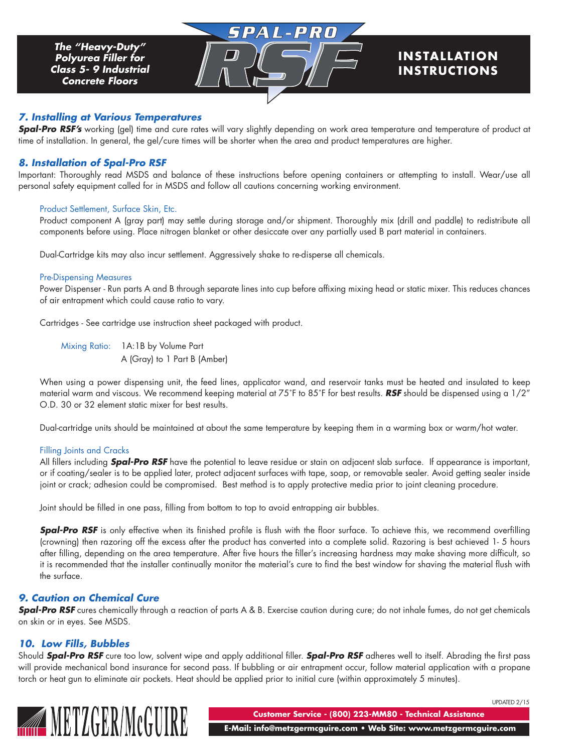## 7. Installing at Various Temperatures

***Spal-Pro RSF's*** working (gel) time and cure rates will vary slightly depending on work area temperature and temperature of product at time of installation. In general, the gel/cure times will be shorter when the area and product temperatures are higher.

## 8. Installation of Spal-Pro RSF

Important: Thoroughly read MSDS and balance of these instructions before opening containers or attempting to install. Wear/use all personal safety equipment called for in MSDS and follow all cautions concerning working environment.

### Product Settlement, Surface Skin, Etc.

Product component A (gray part) may settle during storage and/or shipment. Thoroughly mix (drill and paddle) to redistribute all components before using. Place nitrogen blanket or other desiccate over any partially used B part material in containers.

Dual-Cartridge kits may also incur settlement. Aggressively shake to re-disperse all chemicals.

### Pre-Dispensing Measures

Power Dispenser - Run parts A and B through separate lines into cup before affixing mixing head or static mixer. This reduces chances of air entrapment which could cause ratio to vary.

Cartridges - See cartridge use instruction sheet packaged with product.

Mixing Ratio: 1A:1B by Volume Part A (Gray) to 1 Part B (Amber)

When using a power dispensing unit, the feed lines, applicator wand, and reservoir tanks must be heated and insulated to keep material warm and viscous. We recommend keeping material at 75˚F to 85˚F for best results. ***RSF*** should be dispensed using a 1/2" O.D. 30 or 32 element static mixer for best results.

Dual-cartridge units should be maintained at about the same temperature by keeping them in a warming box or warm/hot water.

### Filling Joints and Cracks

All fillers including ***Spal-Pro RSF*** have the potential to leave residue or stain on adjacent slab surface. If appearance is important, or if coating/sealer is to be applied later, protect adjacent surfaces with tape, soap, or removable sealer. Avoid getting sealer inside joint or crack; adhesion could be compromised. Best method is to apply protective media prior to joint cleaning procedure.

Joint should be filled in one pass, filling from bottom to top to avoid entrapping air bubbles.

***Spal-Pro RSF*** is only effective when its finished profile is flush with the floor surface. To achieve this, we recommend overfilling (crowning) then razoring off the excess after the product has converted into a complete solid. Razoring is best achieved 1- 5 hours after filling, depending on the area temperature. After five hours the filler's increasing hardness may make shaving more difficult, so it is recommended that the installer continually monitor the material's cure to find the best window for shaving the material flush with the surface.

## 9. Caution on Chemical Cure

***Spal-Pro RSF*** cures chemically through a reaction of parts A & B. Exercise caution during cure; do not inhale fumes, do not get chemicals on skin or in eyes. See MSDS.

## 10. Low Fills, Bubbles

Should ***Spal-Pro RSF*** cure too low, solvent wipe and apply additional filler. ***Spal-Pro RSF*** adheres well to itself. Abrading the first pass will provide mechanical bond insurance for second pass. If bubbling or air entrapment occur, follow material application with a propane torch or heat gun to eliminate air pockets. Heat should be applied prior to initial cure (within approximately 5 minutes).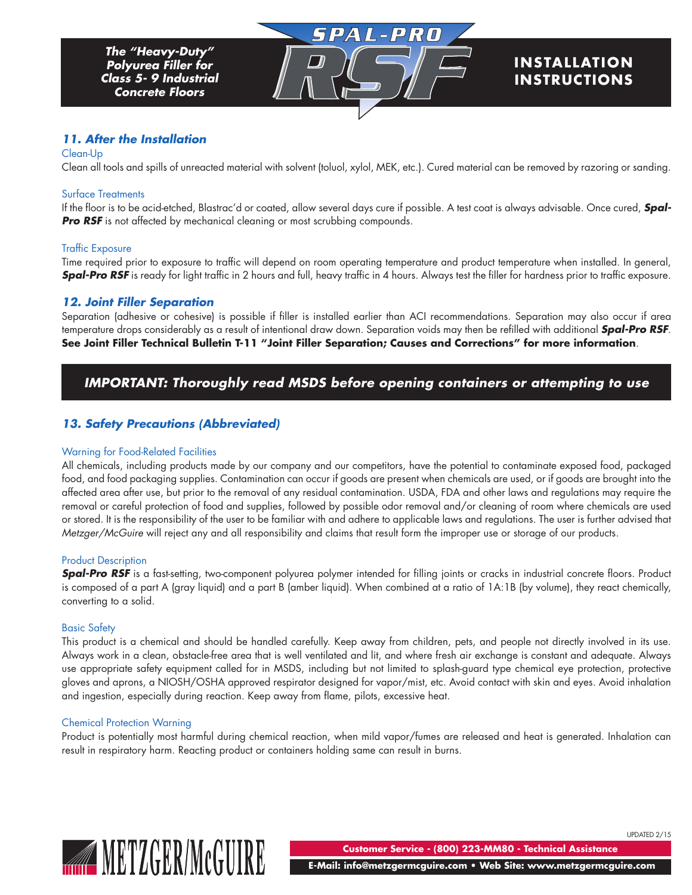## 11. After the Installation

### Clean-Up

Clean all tools and spills of unreacted material with solvent (toluol, xylol, MEK, etc.). Cured material can be removed by razoring or sanding.

### Surface Treatments

If the floor is to be acid-etched, Blastrac'd or coated, allow several days cure if possible. A test coat is always advisable. Once cured, ***Spal-Pro RSF*** is not affected by mechanical cleaning or most scrubbing compounds.

### Traffic Exposure

Time required prior to exposure to traffic will depend on room operating temperature and product temperature when installed. In general, ***Spal-Pro RSF*** is ready for light traffic in 2 hours and full, heavy traffic in 4 hours. Always test the filler for hardness prior to traffic exposure.

## 12. Joint Filler Separation

Separation (adhesive or cohesive) is possible if filler is installed earlier than ACI recommendations. Separation may also occur if area temperature drops considerably as a result of intentional draw down. Separation voids may then be refilled with additional ***Spal-Pro RSF***. **See Joint Filler Technical Bulletin T-11 "Joint Filler Separation; Causes and Corrections" for more information**.

***IMPORTANT: Thoroughly read MSDS before opening containers or attempting to use***

## 13. Safety Precautions (Abbreviated)

### Warning for Food-Related Facilities

All chemicals, including products made by our company and our competitors, have the potential to contaminate exposed food, packaged food, and food packaging supplies. Contamination can occur if goods are present when chemicals are used, or if goods are brought into the affected area after use, but prior to the removal of any residual contamination. USDA, FDA and other laws and regulations may require the removal or careful protection of food and supplies, followed by possible odor removal and/or cleaning of room where chemicals are used or stored. It is the responsibility of the user to be familiar with and adhere to applicable laws and regulations. The user is further advised that *Metzger/McGuire* will reject any and all responsibility and claims that result form the improper use or storage of our products.

### Product Description

***Spal-Pro RSF*** is a fast-setting, two-component polyurea polymer intended for filling joints or cracks in industrial concrete floors. Product is composed of a part A (gray liquid) and a part B (amber liquid). When combined at a ratio of 1A:1B (by volume), they react chemically, converting to a solid.

### Basic Safety

This product is a chemical and should be handled carefully. Keep away from children, pets, and people not directly involved in its use. Always work in a clean, obstacle-free area that is well ventilated and lit, and where fresh air exchange is constant and adequate. Always use appropriate safety equipment called for in MSDS, including but not limited to splash-guard type chemical eye protection, protective gloves and aprons, a NIOSH/OSHA approved respirator designed for vapor/mist, etc. Avoid contact with skin and eyes. Avoid inhalation and ingestion, especially during reaction. Keep away from flame, pilots, excessive heat.

### Chemical Protection Warning

Product is potentially most harmful during chemical reaction, when mild vapor/fumes are released and heat is generated. Inhalation can result in respiratory harm. Reacting product or containers holding same can result in burns.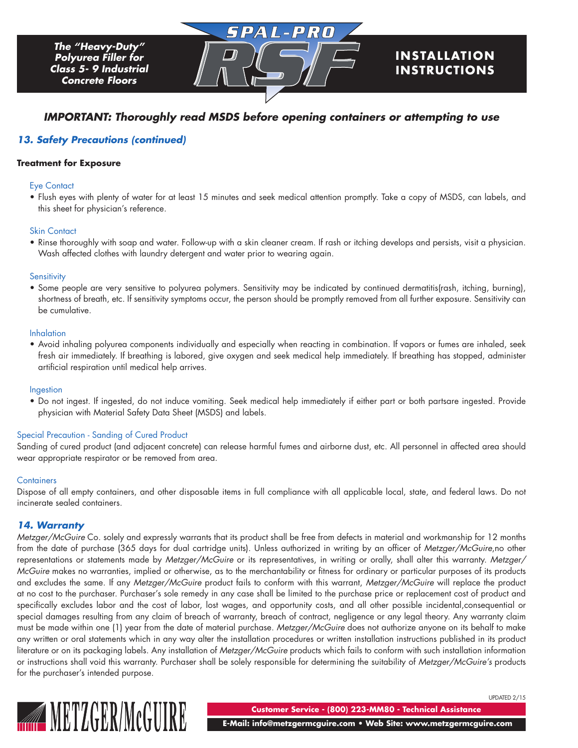**IMPORTANT: *Thoroughly read MSDS before opening containers or attempting to use***

## *13. Safety Precautions (continued)*

**Treatment for Exposure**

Eye Contact

- Flush eyes with plenty of water for at least 15 minutes and seek medical attention promptly. Take a copy of MSDS, can labels, and this sheet for physician's reference.

Skin Contact

- Rinse thoroughly with soap and water. Follow-up with a skin cleaner cream. If rash or itching develops and persists, visit a physician. Wash affected clothes with laundry detergent and water prior to wearing again.

Sensitivity

- Some people are very sensitive to polyurea polymers. Sensitivity may be indicated by continued dermatitis(rash, itching, burning), shortness of breath, etc. If sensitivity symptoms occur, the person should be promptly removed from all further exposure. Sensitivity can be cumulative.

Inhalation

- Avoid inhaling polyurea components individually and especially when reacting in combination. If vapors or fumes are inhaled, seek fresh air immediately. If breathing is labored, give oxygen and seek medical help immediately. If breathing has stopped, administer artificial respiration until medical help arrives.

Ingestion

- Do not ingest. If ingested, do not induce vomiting. Seek medical help immediately if either part or both partsare ingested. Provide physician with Material Safety Data Sheet (MSDS) and labels.

Special Precaution - Sanding of Cured Product

Sanding of cured product (and adjacent concrete) can release harmful fumes and airborne dust, etc. All personnel in affected area should wear appropriate respirator or be removed from area.

Containers

Dispose of all empty containers, and other disposable items in full compliance with all applicable local, state, and federal laws. Do not incinerate sealed containers.

## *14. Warranty*

*Metzger/McGuire* Co. solely and expressly warrants that its product shall be free from defects in material and workmanship for 12 months from the date of purchase (365 days for dual cartridge units). Unless authorized in writing by an officer of *Metzger/McGuire*,no other representations or statements made by *Metzger/McGuire* or its representatives, in writing or orally, shall alter this warranty. *Metzger/McGuire* makes no warranties, implied or otherwise, as to the merchantability or fitness for ordinary or particular purposes of its products and excludes the same. If any *Metzger/McGuire* product fails to conform with this warrant, *Metzger/McGuire* will replace the product at no cost to the purchaser. Purchaser's sole remedy in any case shall be limited to the purchase price or replacement cost of product and specifically excludes labor and the cost of labor, lost wages, and opportunity costs, and all other possible incidental,consequential or special damages resulting from any claim of breach of warranty, breach of contract, negligence or any legal theory. Any warranty claim must be made within one (1) year from the date of material purchase. *Metzger/McGuire* does not authorize anyone on its behalf to make any written or oral statements which in any way alter the installation procedures or written installation instructions published in its product literature or on its packaging labels. Any installation of *Metzger/McGuire* products which fails to conform with such installation information or instructions shall void this warranty. Purchaser shall be solely responsible for determining the suitability of *Metzger/McGuire's* products for the purchaser's intended purpose.

UPDATED 2/15

**Customer Service - (800) 223-MM80 - Technical Assistance**

**E-Mail: info@metzgermcguire.com • Web Site: www.metzgermcguire.com**